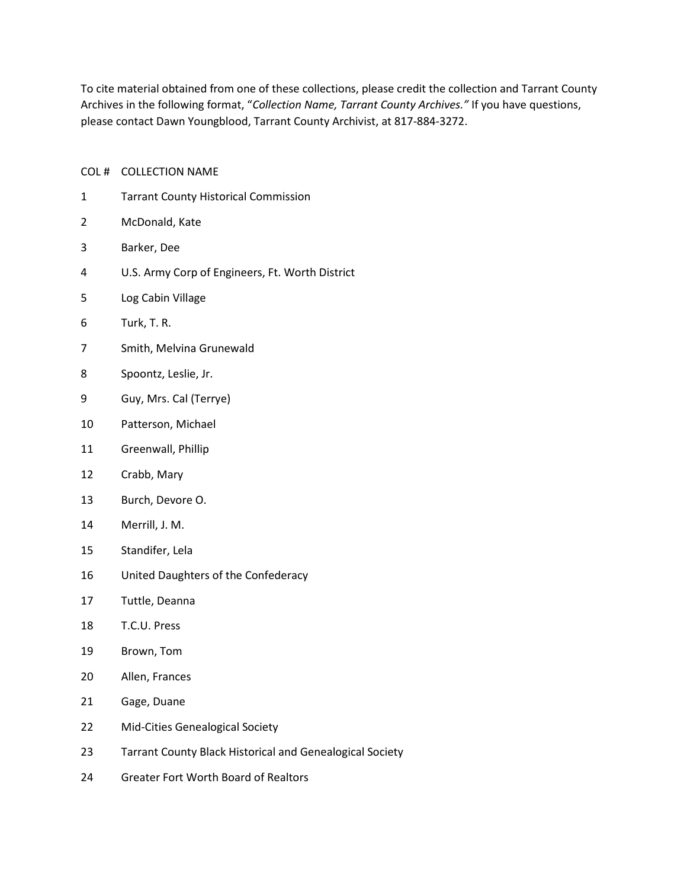To cite material obtained from one of these collections, please credit the collection and Tarrant County Archives in the following format, "*Collection Name, Tarrant County Archives.*" If you have questions, please contact Dawn Youngblood, Tarrant County Archivist, at 817-884-3272.

| COL # | COLLECTION NAME |
|---|---|
| 1 | Tarrant County Historical Commission |
| 2 | McDonald, Kate |
| 3 | Barker, Dee |
| 4 | U.S. Army Corp of Engineers, Ft. Worth District |
| 5 | Log Cabin Village |
| 6 | Turk, T. R. |
| 7 | Smith, Melvina Grunewald |
| 8 | Spoontz, Leslie, Jr. |
| 9 | Guy, Mrs. Cal (Terrye) |
| 10 | Patterson, Michael |
| 11 | Greenwall, Phillip |
| 12 | Crabb, Mary |
| 13 | Burch, Devore O. |
| 14 | Merrill, J. M. |
| 15 | Standifer, Lela |
| 16 | United Daughters of the Confederacy |
| 17 | Tuttle, Deanna |
| 18 | T.C.U. Press |
| 19 | Brown, Tom |
| 20 | Allen, Frances |
| 21 | Gage, Duane |
| 22 | Mid-Cities Genealogical Society |
| 23 | Tarrant County Black Historical and Genealogical Society |
| 24 | Greater Fort Worth Board of Realtors |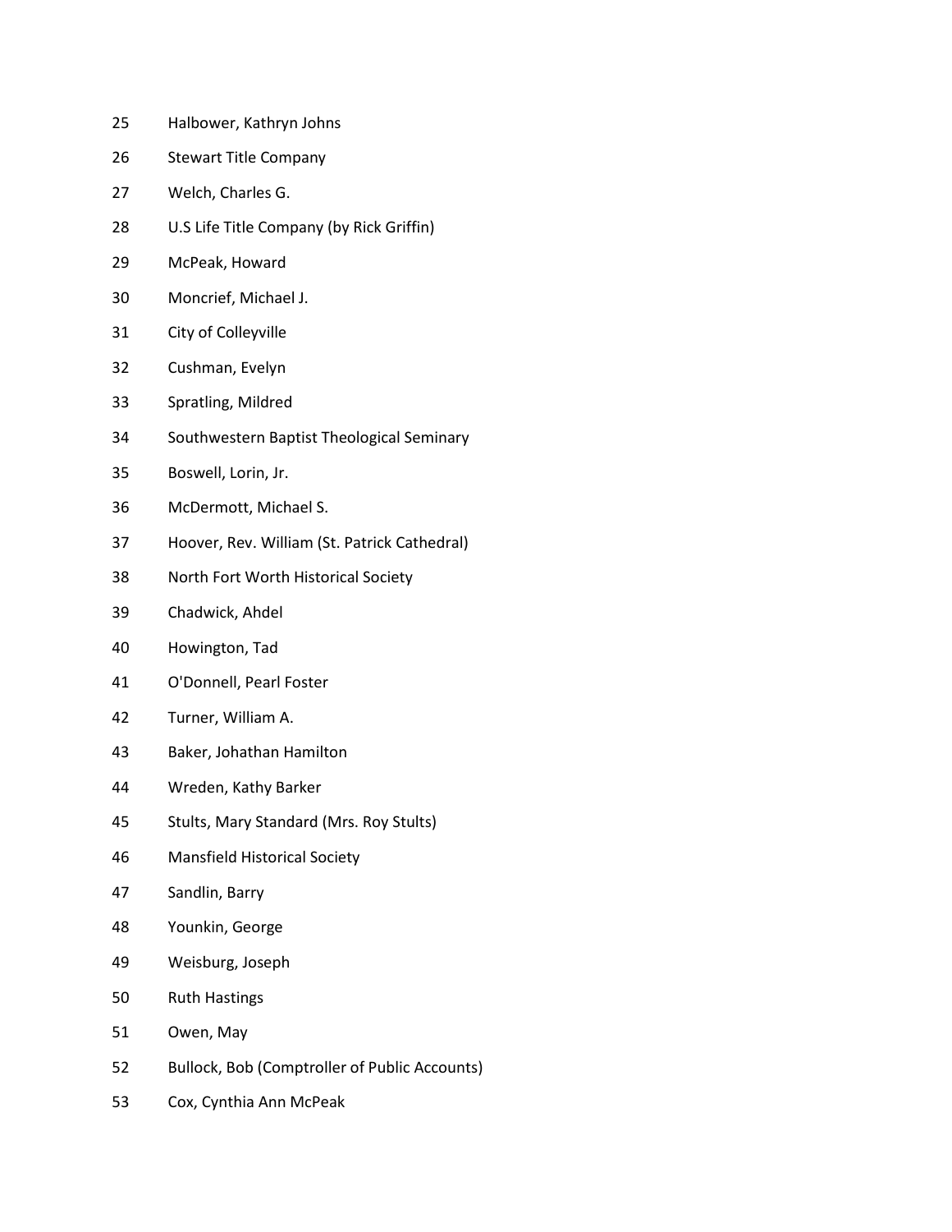25 Halbower, Kathryn Johns

26 Stewart Title Company

27 Welch, Charles G.

28 U.S Life Title Company (by Rick Griffin)

29 McPeak, Howard

30 Moncrief, Michael J.

31 City of Colleyville

32 Cushman, Evelyn

33 Spratling, Mildred

34 Southwestern Baptist Theological Seminary

35 Boswell, Lorin, Jr.

36 McDermott, Michael S.

37 Hoover, Rev. William (St. Patrick Cathedral)

38 North Fort Worth Historical Society

39 Chadwick, Ahdel

40 Howington, Tad

41 O'Donnell, Pearl Foster

42 Turner, William A.

43 Baker, Johathan Hamilton

44 Wreden, Kathy Barker

45 Stults, Mary Standard (Mrs. Roy Stults)

46 Mansfield Historical Society

47 Sandlin, Barry

48 Younkin, George

49 Weisburg, Joseph

50 Ruth Hastings

51 Owen, May

52 Bullock, Bob (Comptroller of Public Accounts)

53 Cox, Cynthia Ann McPeak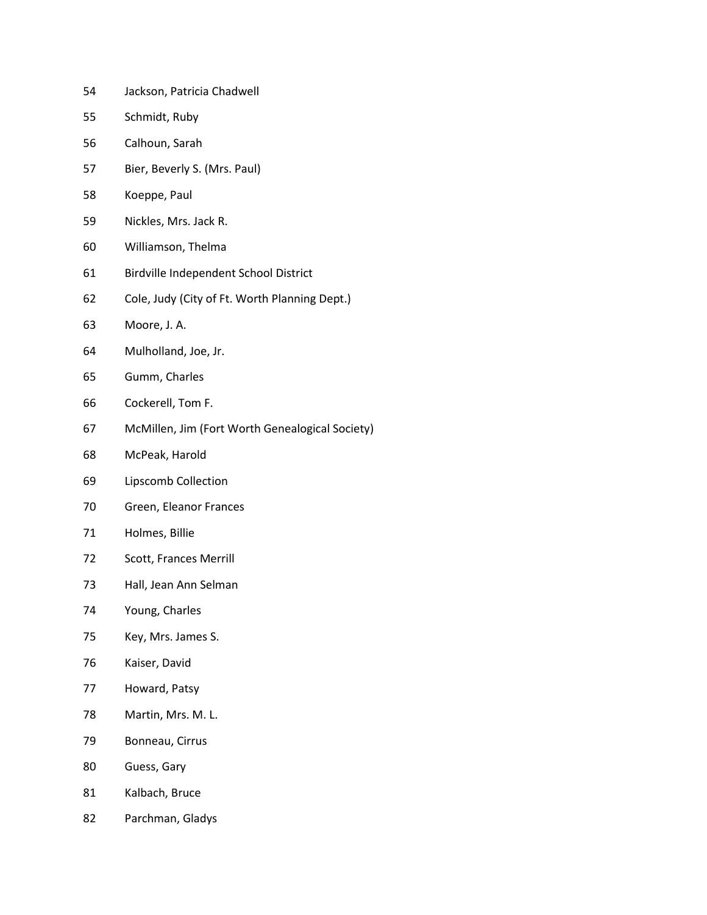54 Jackson, Patricia Chadwell

55 Schmidt, Ruby

56 Calhoun, Sarah

57 Bier, Beverly S. (Mrs. Paul)

58 Koeppe, Paul

59 Nickles, Mrs. Jack R.

60 Williamson, Thelma

61 Birdville Independent School District

62 Cole, Judy (City of Ft. Worth Planning Dept.)

63 Moore, J. A.

64 Mulholland, Joe, Jr.

65 Gumm, Charles

66 Cockerell, Tom F.

67 McMillen, Jim (Fort Worth Genealogical Society)

68 McPeak, Harold

69 Lipscomb Collection

70 Green, Eleanor Frances

71 Holmes, Billie

72 Scott, Frances Merrill

73 Hall, Jean Ann Selman

74 Young, Charles

75 Key, Mrs. James S.

76 Kaiser, David

77 Howard, Patsy

78 Martin, Mrs. M. L.

79 Bonneau, Cirrus

80 Guess, Gary

81 Kalbach, Bruce

82 Parchman, Gladys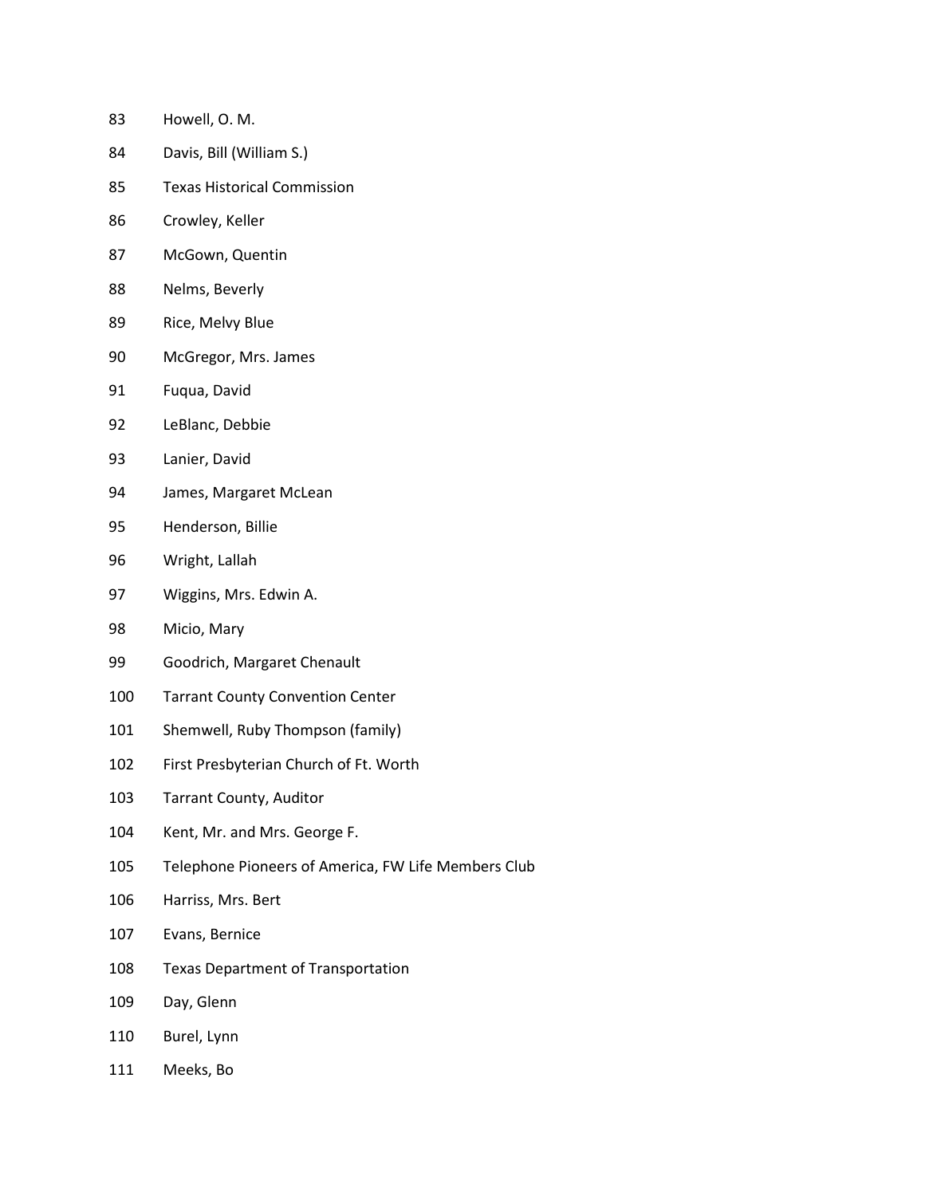| | |
|---|---|
| 83 | Howell, O. M. |
| 84 | Davis, Bill (William S.) |
| 85 | Texas Historical Commission |
| 86 | Crowley, Keller |
| 87 | McGown, Quentin |
| 88 | Nelms, Beverly |
| 89 | Rice, Melvy Blue |
| 90 | McGregor, Mrs. James |
| 91 | Fuqua, David |
| 92 | LeBlanc, Debbie |
| 93 | Lanier, David |
| 94 | James, Margaret McLean |
| 95 | Henderson, Billie |
| 96 | Wright, Lallah |
| 97 | Wiggins, Mrs. Edwin A. |
| 98 | Micio, Mary |
| 99 | Goodrich, Margaret Chenault |
| 100 | Tarrant County Convention Center |
| 101 | Shemwell, Ruby Thompson (family) |
| 102 | First Presbyterian Church of Ft. Worth |
| 103 | Tarrant County, Auditor |
| 104 | Kent, Mr. and Mrs. George F. |
| 105 | Telephone Pioneers of America, FW Life Members Club |
| 106 | Harriss, Mrs. Bert |
| 107 | Evans, Bernice |
| 108 | Texas Department of Transportation |
| 109 | Day, Glenn |
| 110 | Burel, Lynn |
| 111 | Meeks, Bo |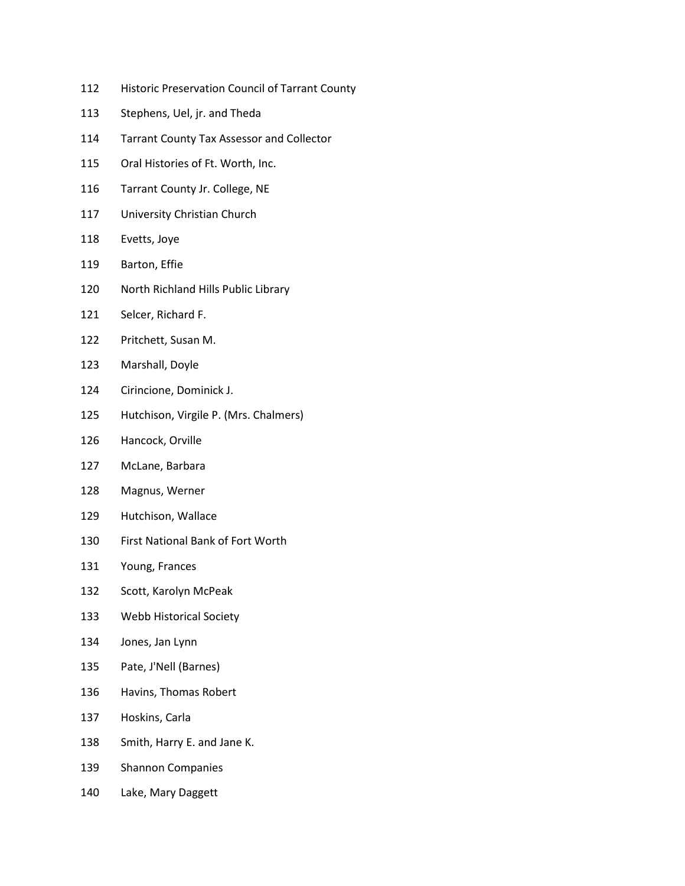112 Historic Preservation Council of Tarrant County

113 Stephens, Uel, jr. and Theda

114 Tarrant County Tax Assessor and Collector

115 Oral Histories of Ft. Worth, Inc.

116 Tarrant County Jr. College, NE

117 University Christian Church

118 Evetts, Joye

119 Barton, Effie

120 North Richland Hills Public Library

121 Selcer, Richard F.

122 Pritchett, Susan M.

123 Marshall, Doyle

124 Cirincione, Dominick J.

125 Hutchison, Virgile P. (Mrs. Chalmers)

126 Hancock, Orville

127 McLane, Barbara

128 Magnus, Werner

129 Hutchison, Wallace

130 First National Bank of Fort Worth

131 Young, Frances

132 Scott, Karolyn McPeak

133 Webb Historical Society

134 Jones, Jan Lynn

135 Pate, J'Nell (Barnes)

136 Havins, Thomas Robert

137 Hoskins, Carla

138 Smith, Harry E. and Jane K.

139 Shannon Companies

140 Lake, Mary Daggett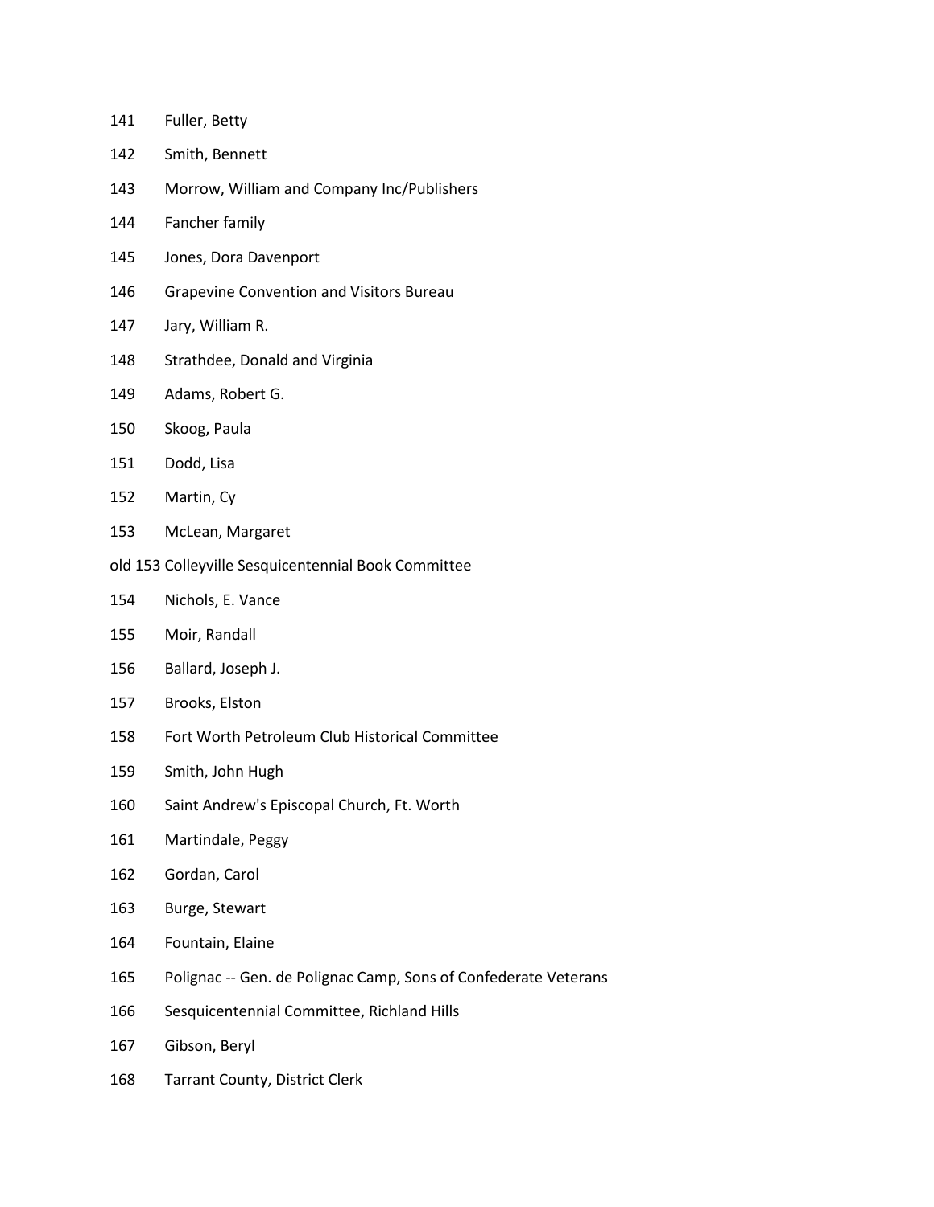141 Fuller, Betty

142 Smith, Bennett

143 Morrow, William and Company Inc/Publishers

144 Fancher family

145 Jones, Dora Davenport

146 Grapevine Convention and Visitors Bureau

147 Jary, William R.

148 Strathdee, Donald and Virginia

149 Adams, Robert G.

150 Skoog, Paula

151 Dodd, Lisa

152 Martin, Cy

153 McLean, Margaret

old 153 Colleyville Sesquicentennial Book Committee

154 Nichols, E. Vance

155 Moir, Randall

156 Ballard, Joseph J.

157 Brooks, Elston

158 Fort Worth Petroleum Club Historical Committee

159 Smith, John Hugh

160 Saint Andrew's Episcopal Church, Ft. Worth

161 Martindale, Peggy

162 Gordan, Carol

163 Burge, Stewart

164 Fountain, Elaine

165 Polignac -- Gen. de Polignac Camp, Sons of Confederate Veterans

166 Sesquicentennial Committee, Richland Hills

167 Gibson, Beryl

168 Tarrant County, District Clerk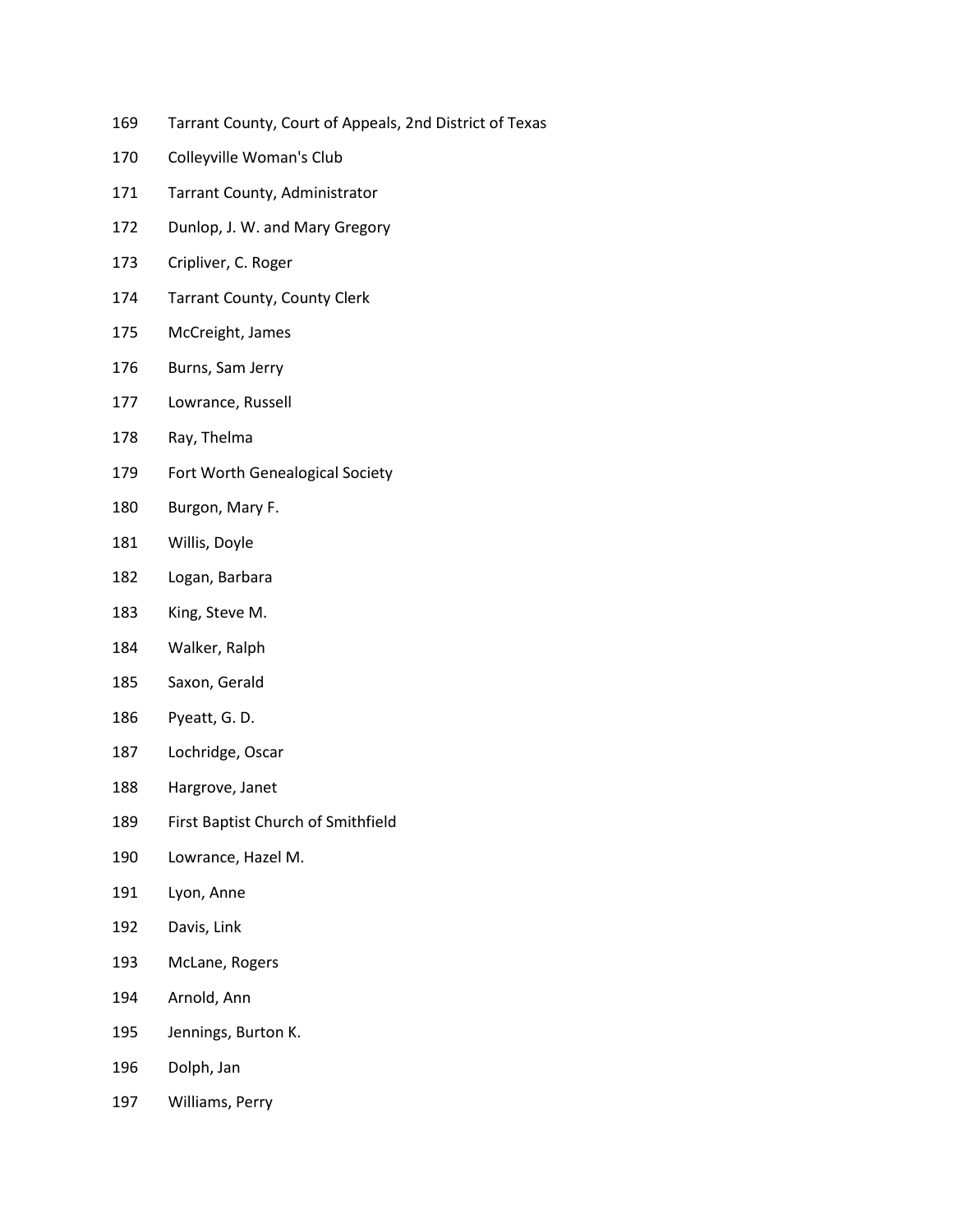| | |
|---|---|
| 169 | Tarrant County, Court of Appeals, 2nd District of Texas |
| 170 | Colleyville Woman's Club |
| 171 | Tarrant County, Administrator |
| 172 | Dunlop, J. W. and Mary Gregory |
| 173 | Cripliver, C. Roger |
| 174 | Tarrant County, County Clerk |
| 175 | McCreight, James |
| 176 | Burns, Sam Jerry |
| 177 | Lowrance, Russell |
| 178 | Ray, Thelma |
| 179 | Fort Worth Genealogical Society |
| 180 | Burgon, Mary F. |
| 181 | Willis, Doyle |
| 182 | Logan, Barbara |
| 183 | King, Steve M. |
| 184 | Walker, Ralph |
| 185 | Saxon, Gerald |
| 186 | Pyeatt, G. D. |
| 187 | Lochridge, Oscar |
| 188 | Hargrove, Janet |
| 189 | First Baptist Church of Smithfield |
| 190 | Lowrance, Hazel M. |
| 191 | Lyon, Anne |
| 192 | Davis, Link |
| 193 | McLane, Rogers |
| 194 | Arnold, Ann |
| 195 | Jennings, Burton K. |
| 196 | Dolph, Jan |
| 197 | Williams, Perry |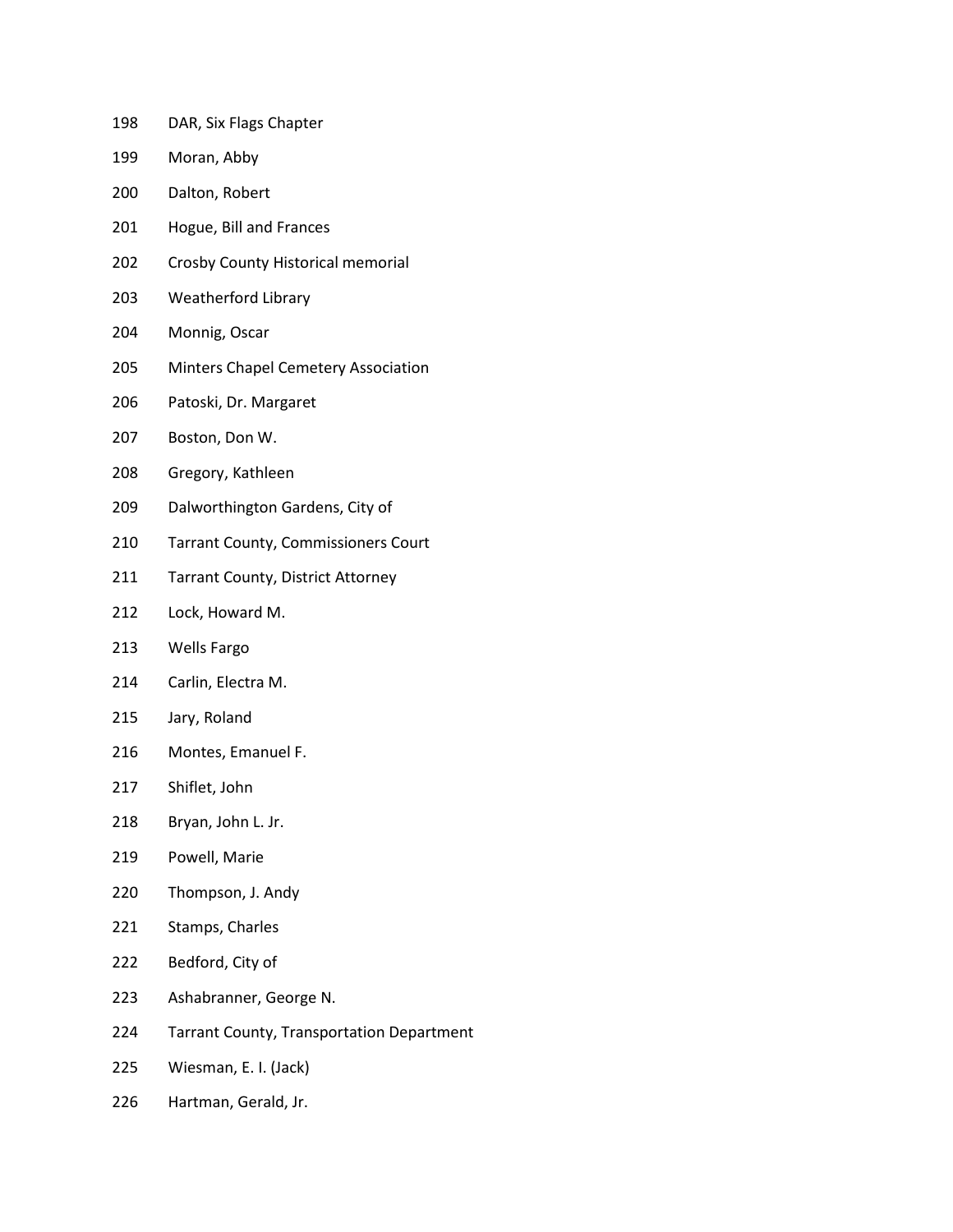| | |
|---|---|
| 198 | DAR, Six Flags Chapter |
| 199 | Moran, Abby |
| 200 | Dalton, Robert |
| 201 | Hogue, Bill and Frances |
| 202 | Crosby County Historical memorial |
| 203 | Weatherford Library |
| 204 | Monnig, Oscar |
| 205 | Minters Chapel Cemetery Association |
| 206 | Patoski, Dr. Margaret |
| 207 | Boston, Don W. |
| 208 | Gregory, Kathleen |
| 209 | Dalworthington Gardens, City of |
| 210 | Tarrant County, Commissioners Court |
| 211 | Tarrant County, District Attorney |
| 212 | Lock, Howard M. |
| 213 | Wells Fargo |
| 214 | Carlin, Electra M. |
| 215 | Jary, Roland |
| 216 | Montes, Emanuel F. |
| 217 | Shiflet, John |
| 218 | Bryan, John L. Jr. |
| 219 | Powell, Marie |
| 220 | Thompson, J. Andy |
| 221 | Stamps, Charles |
| 222 | Bedford, City of |
| 223 | Ashabranner, George N. |
| 224 | Tarrant County, Transportation Department |
| 225 | Wiesman, E. I. (Jack) |
| 226 | Hartman, Gerald, Jr. |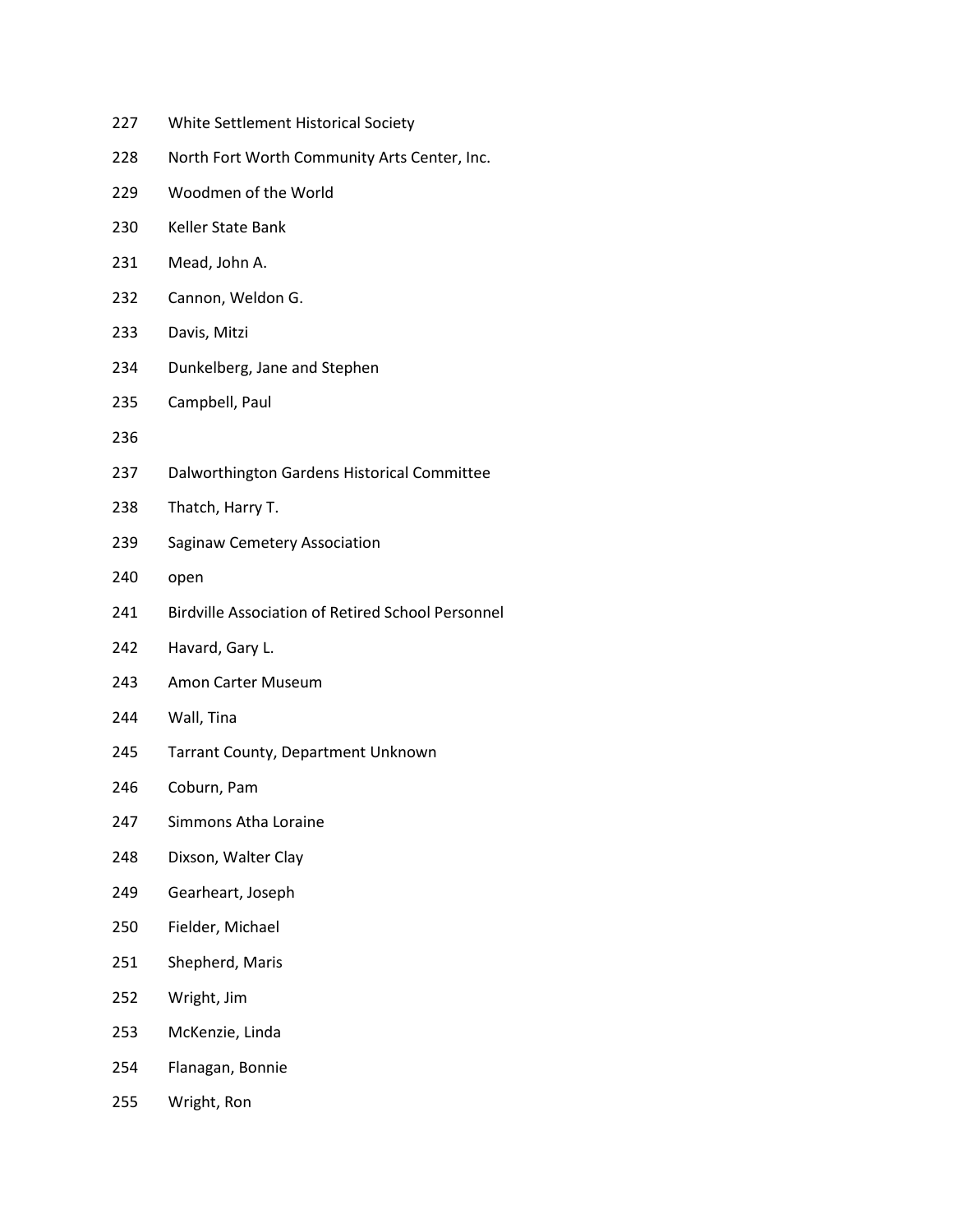| | |
|---|---|
| 227 | White Settlement Historical Society |
| 228 | North Fort Worth Community Arts Center, Inc. |
| 229 | Woodmen of the World |
| 230 | Keller State Bank |
| 231 | Mead, John A. |
| 232 | Cannon, Weldon G. |
| 233 | Davis, Mitzi |
| 234 | Dunkelberg, Jane and Stephen |
| 235 | Campbell, Paul |
| 236 | |
| 237 | Dalworthington Gardens Historical Committee |
| 238 | Thatch, Harry T. |
| 239 | Saginaw Cemetery Association |
| 240 | open |
| 241 | Birdville Association of Retired School Personnel |
| 242 | Havard, Gary L. |
| 243 | Amon Carter Museum |
| 244 | Wall, Tina |
| 245 | Tarrant County, Department Unknown |
| 246 | Coburn, Pam |
| 247 | Simmons Atha Loraine |
| 248 | Dixson, Walter Clay |
| 249 | Gearheart, Joseph |
| 250 | Fielder, Michael |
| 251 | Shepherd, Maris |
| 252 | Wright, Jim |
| 253 | McKenzie, Linda |
| 254 | Flanagan, Bonnie |
| 255 | Wright, Ron |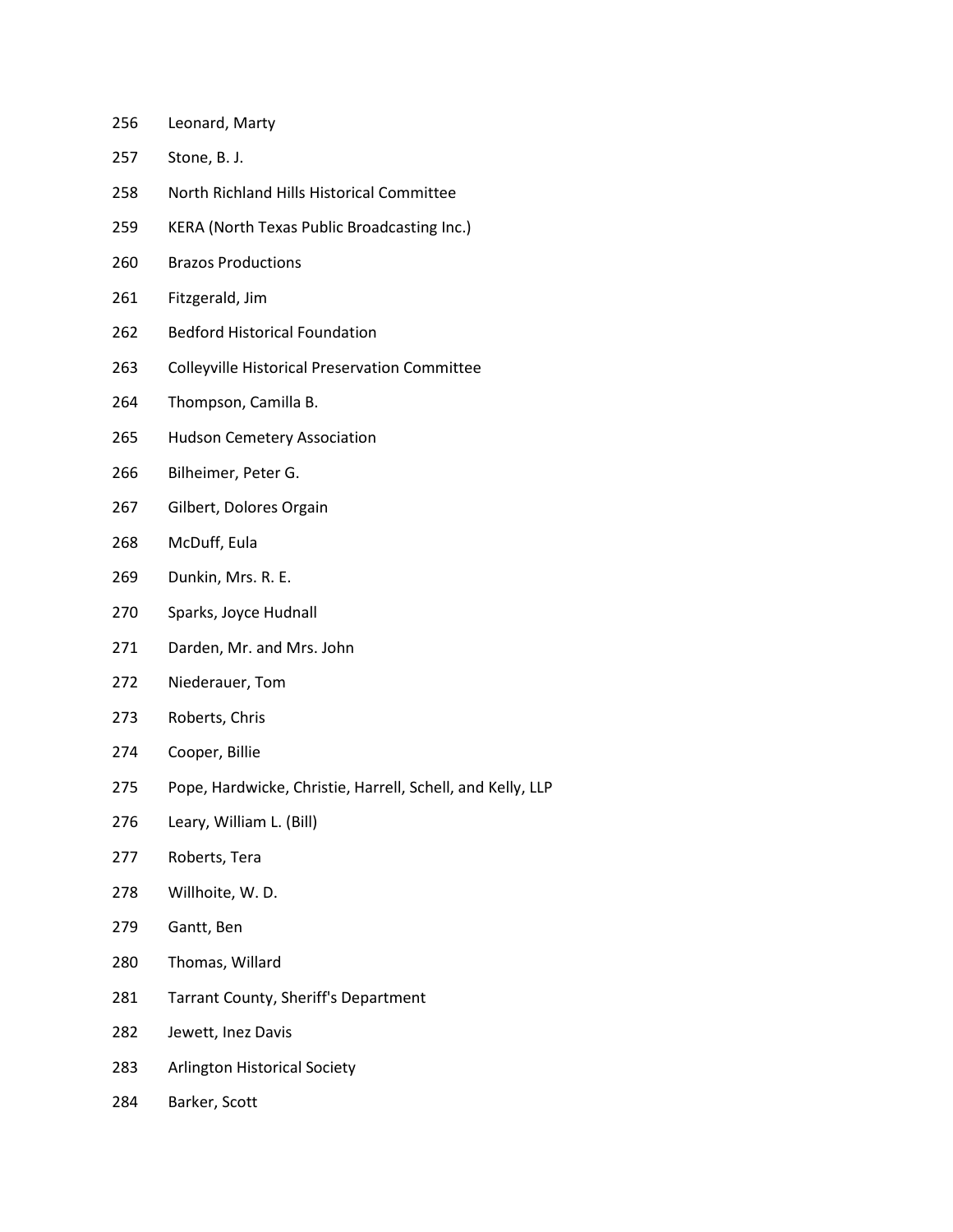256 Leonard, Marty

257 Stone, B. J.

258 North Richland Hills Historical Committee

259 KERA (North Texas Public Broadcasting Inc.)

260 Brazos Productions

261 Fitzgerald, Jim

262 Bedford Historical Foundation

263 Colleyville Historical Preservation Committee

264 Thompson, Camilla B.

265 Hudson Cemetery Association

266 Bilheimer, Peter G.

267 Gilbert, Dolores Orgain

268 McDuff, Eula

269 Dunkin, Mrs. R. E.

270 Sparks, Joyce Hudnall

271 Darden, Mr. and Mrs. John

272 Niederauer, Tom

273 Roberts, Chris

274 Cooper, Billie

275 Pope, Hardwicke, Christie, Harrell, Schell, and Kelly, LLP

276 Leary, William L. (Bill)

277 Roberts, Tera

278 Willhoite, W. D.

279 Gantt, Ben

280 Thomas, Willard

281 Tarrant County, Sheriff's Department

282 Jewett, Inez Davis

283 Arlington Historical Society

284 Barker, Scott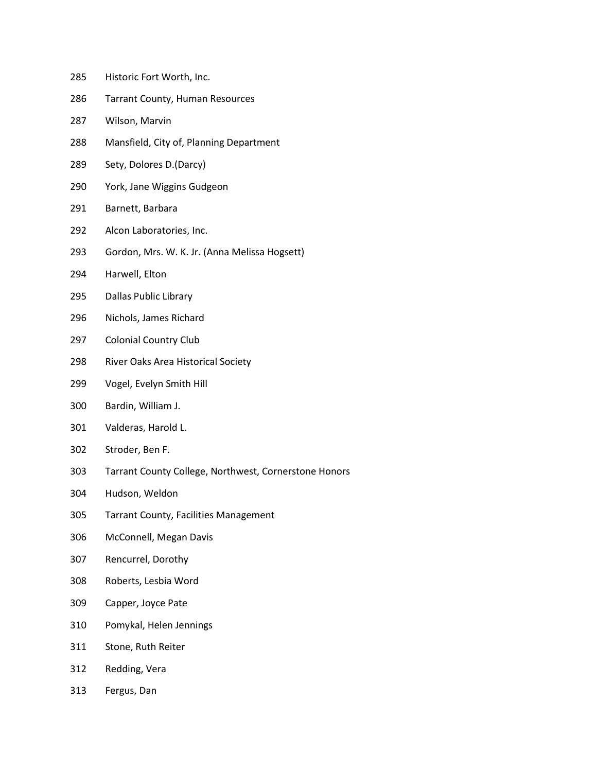285 Historic Fort Worth, Inc.

286 Tarrant County, Human Resources

287 Wilson, Marvin

288 Mansfield, City of, Planning Department

289 Sety, Dolores D.(Darcy)

290 York, Jane Wiggins Gudgeon

291 Barnett, Barbara

292 Alcon Laboratories, Inc.

293 Gordon, Mrs. W. K. Jr. (Anna Melissa Hogsett)

294 Harwell, Elton

295 Dallas Public Library

296 Nichols, James Richard

297 Colonial Country Club

298 River Oaks Area Historical Society

299 Vogel, Evelyn Smith Hill

300 Bardin, William J.

301 Valderas, Harold L.

302 Stroder, Ben F.

303 Tarrant County College, Northwest, Cornerstone Honors

304 Hudson, Weldon

305 Tarrant County, Facilities Management

306 McConnell, Megan Davis

307 Rencurrel, Dorothy

308 Roberts, Lesbia Word

309 Capper, Joyce Pate

310 Pomykal, Helen Jennings

311 Stone, Ruth Reiter

312 Redding, Vera

313 Fergus, Dan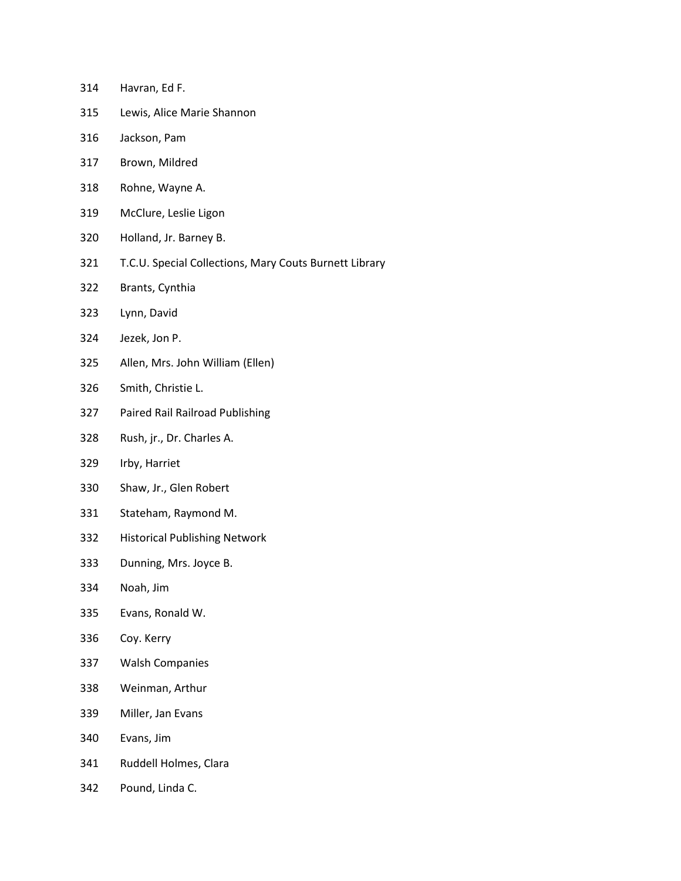314 Havran, Ed F.

315 Lewis, Alice Marie Shannon

316 Jackson, Pam

317 Brown, Mildred

318 Rohne, Wayne A.

319 McClure, Leslie Ligon

320 Holland, Jr. Barney B.

321 T.C.U. Special Collections, Mary Couts Burnett Library

322 Brants, Cynthia

323 Lynn, David

324 Jezek, Jon P.

325 Allen, Mrs. John William (Ellen)

326 Smith, Christie L.

327 Paired Rail Railroad Publishing

328 Rush, jr., Dr. Charles A.

329 Irby, Harriet

330 Shaw, Jr., Glen Robert

331 Stateham, Raymond M.

332 Historical Publishing Network

333 Dunning, Mrs. Joyce B.

334 Noah, Jim

335 Evans, Ronald W.

336 Coy. Kerry

337 Walsh Companies

338 Weinman, Arthur

339 Miller, Jan Evans

340 Evans, Jim

341 Ruddell Holmes, Clara

342 Pound, Linda C.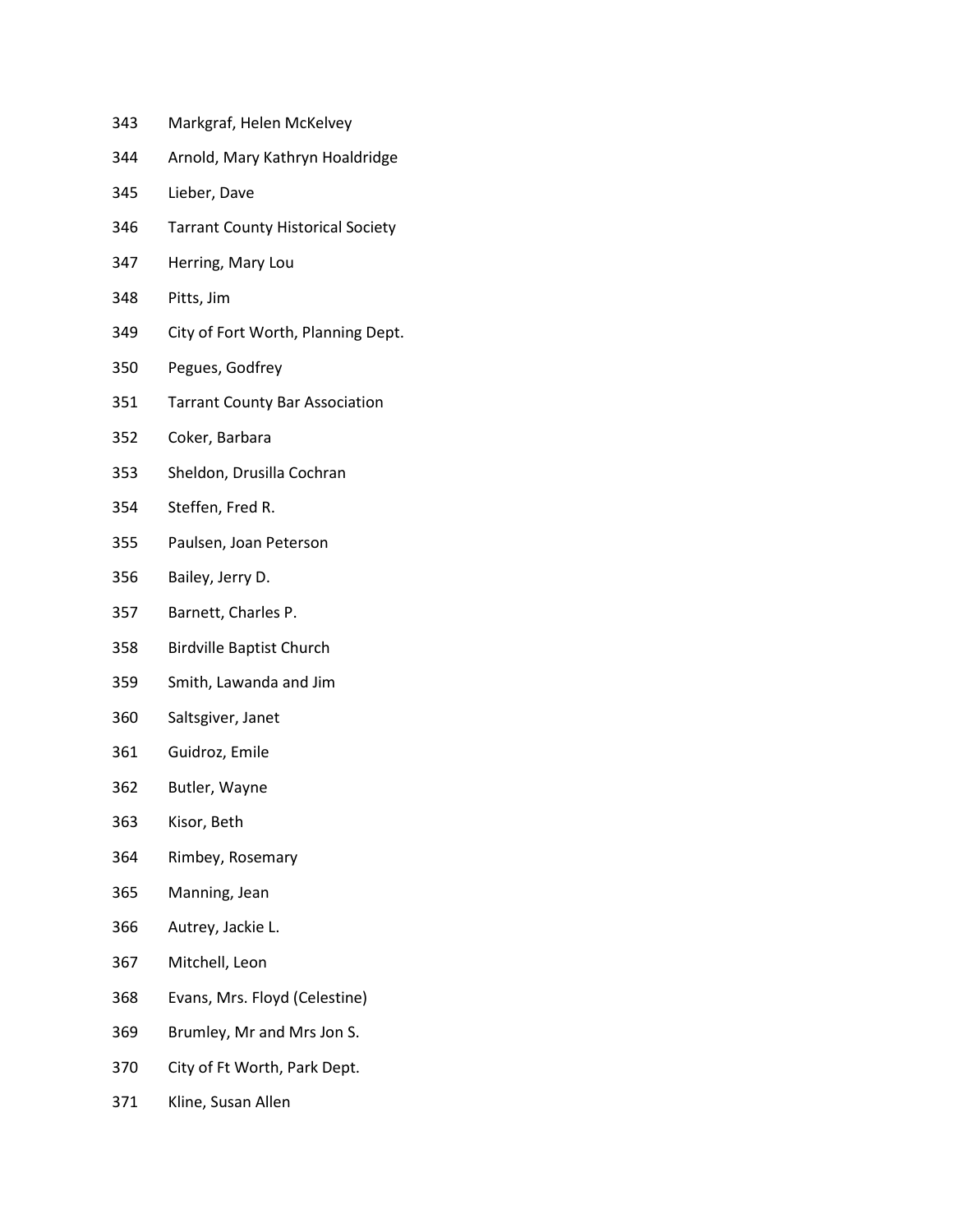343 Markgraf, Helen McKelvey

344 Arnold, Mary Kathryn Hoaldridge

345 Lieber, Dave

346 Tarrant County Historical Society

347 Herring, Mary Lou

348 Pitts, Jim

349 City of Fort Worth, Planning Dept.

350 Pegues, Godfrey

351 Tarrant County Bar Association

352 Coker, Barbara

353 Sheldon, Drusilla Cochran

354 Steffen, Fred R.

355 Paulsen, Joan Peterson

356 Bailey, Jerry D.

357 Barnett, Charles P.

358 Birdville Baptist Church

359 Smith, Lawanda and Jim

360 Saltsgiver, Janet

361 Guidroz, Emile

362 Butler, Wayne

363 Kisor, Beth

364 Rimbey, Rosemary

365 Manning, Jean

366 Autrey, Jackie L.

367 Mitchell, Leon

368 Evans, Mrs. Floyd (Celestine)

369 Brumley, Mr and Mrs Jon S.

370 City of Ft Worth, Park Dept.

371 Kline, Susan Allen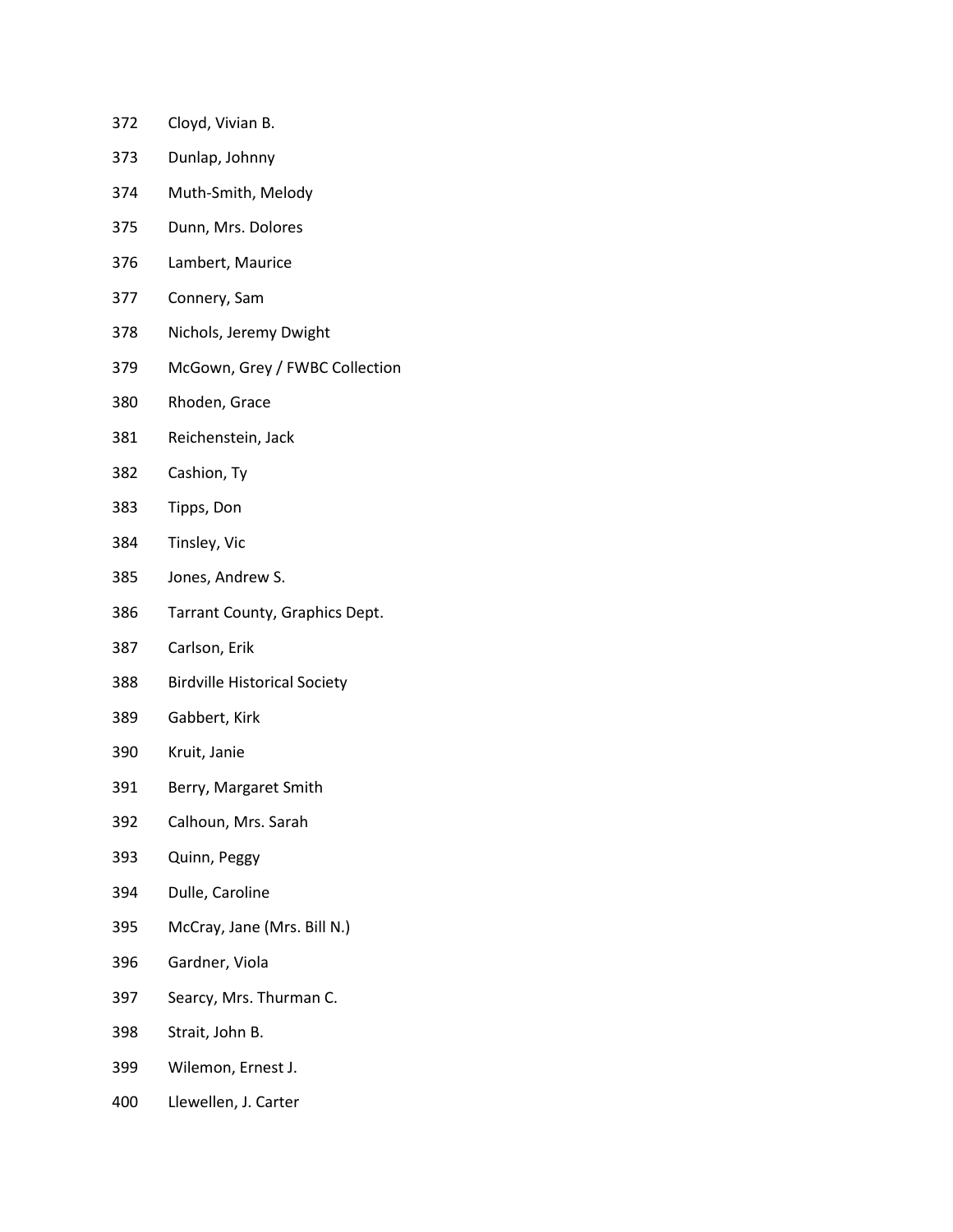372 Cloyd, Vivian B.

373 Dunlap, Johnny

374 Muth-Smith, Melody

375 Dunn, Mrs. Dolores

376 Lambert, Maurice

377 Connery, Sam

378 Nichols, Jeremy Dwight

379 McGown, Grey / FWBC Collection

380 Rhoden, Grace

381 Reichenstein, Jack

382 Cashion, Ty

383 Tipps, Don

384 Tinsley, Vic

385 Jones, Andrew S.

386 Tarrant County, Graphics Dept.

387 Carlson, Erik

388 Birdville Historical Society

389 Gabbert, Kirk

390 Kruit, Janie

391 Berry, Margaret Smith

392 Calhoun, Mrs. Sarah

393 Quinn, Peggy

394 Dulle, Caroline

395 McCray, Jane (Mrs. Bill N.)

396 Gardner, Viola

397 Searcy, Mrs. Thurman C.

398 Strait, John B.

399 Wilemon, Ernest J.

400 Llewellen, J. Carter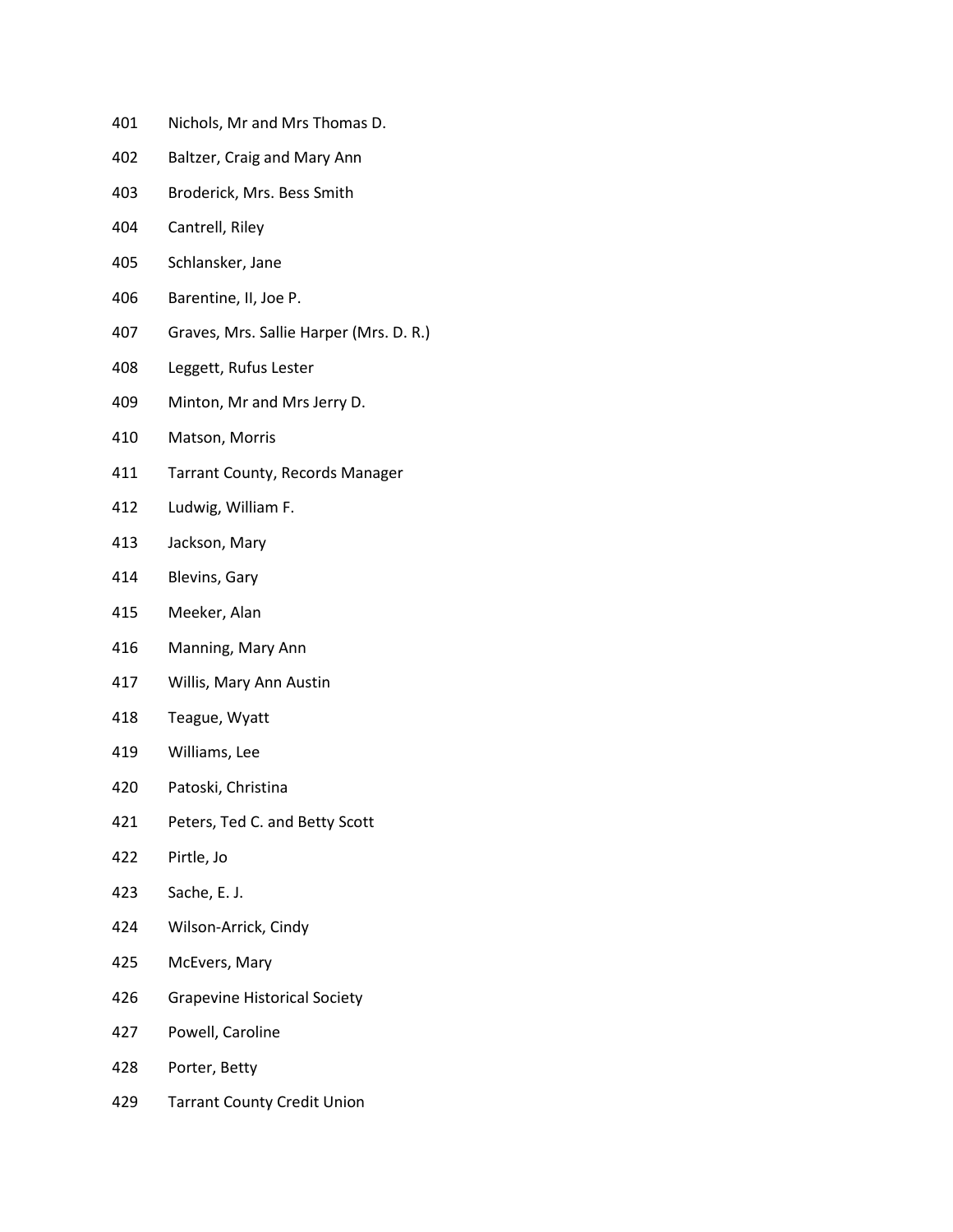401 Nichols, Mr and Mrs Thomas D.

402 Baltzer, Craig and Mary Ann

403 Broderick, Mrs. Bess Smith

404 Cantrell, Riley

405 Schlansker, Jane

406 Barentine, II, Joe P.

407 Graves, Mrs. Sallie Harper (Mrs. D. R.)

408 Leggett, Rufus Lester

409 Minton, Mr and Mrs Jerry D.

410 Matson, Morris

411 Tarrant County, Records Manager

412 Ludwig, William F.

413 Jackson, Mary

414 Blevins, Gary

415 Meeker, Alan

416 Manning, Mary Ann

417 Willis, Mary Ann Austin

418 Teague, Wyatt

419 Williams, Lee

420 Patoski, Christina

421 Peters, Ted C. and Betty Scott

422 Pirtle, Jo

423 Sache, E. J.

424 Wilson-Arrick, Cindy

425 McEvers, Mary

426 Grapevine Historical Society

427 Powell, Caroline

428 Porter, Betty

429 Tarrant County Credit Union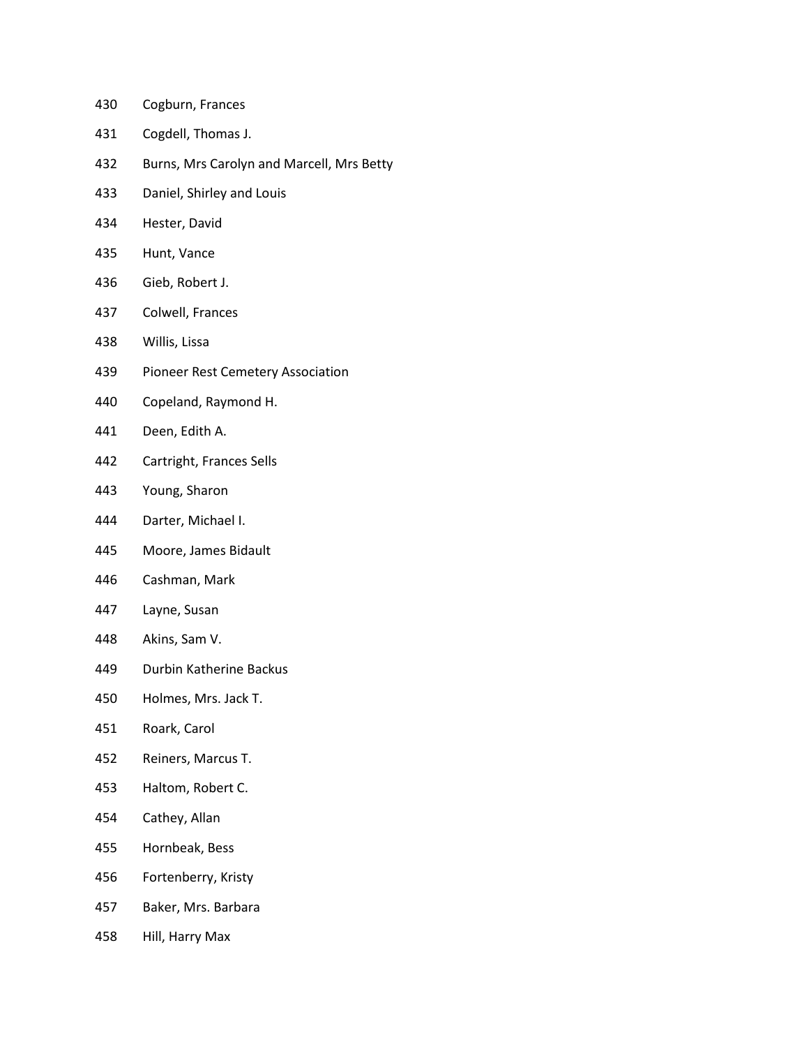430 Cogburn, Frances

431 Cogdell, Thomas J.

432 Burns, Mrs Carolyn and Marcell, Mrs Betty

433 Daniel, Shirley and Louis

434 Hester, David

435 Hunt, Vance

436 Gieb, Robert J.

437 Colwell, Frances

438 Willis, Lissa

439 Pioneer Rest Cemetery Association

440 Copeland, Raymond H.

441 Deen, Edith A.

442 Cartright, Frances Sells

443 Young, Sharon

444 Darter, Michael I.

445 Moore, James Bidault

446 Cashman, Mark

447 Layne, Susan

448 Akins, Sam V.

449 Durbin Katherine Backus

450 Holmes, Mrs. Jack T.

451 Roark, Carol

452 Reiners, Marcus T.

453 Haltom, Robert C.

454 Cathey, Allan

455 Hornbeak, Bess

456 Fortenberry, Kristy

457 Baker, Mrs. Barbara

458 Hill, Harry Max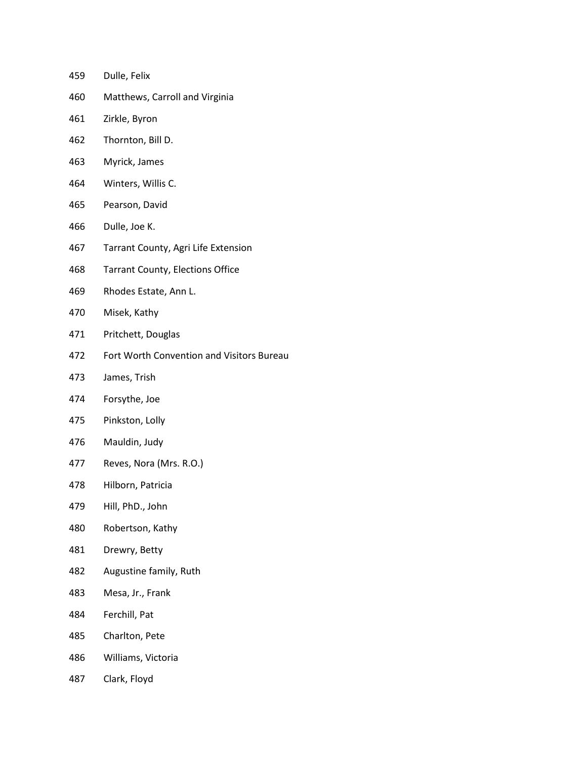459 Dulle, Felix

460 Matthews, Carroll and Virginia

461 Zirkle, Byron

462 Thornton, Bill D.

463 Myrick, James

464 Winters, Willis C.

465 Pearson, David

466 Dulle, Joe K.

467 Tarrant County, Agri Life Extension

468 Tarrant County, Elections Office

469 Rhodes Estate, Ann L.

470 Misek, Kathy

471 Pritchett, Douglas

472 Fort Worth Convention and Visitors Bureau

473 James, Trish

474 Forsythe, Joe

475 Pinkston, Lolly

476 Mauldin, Judy

477 Reves, Nora (Mrs. R.O.)

478 Hilborn, Patricia

479 Hill, PhD., John

480 Robertson, Kathy

481 Drewry, Betty

482 Augustine family, Ruth

483 Mesa, Jr., Frank

484 Ferchill, Pat

485 Charlton, Pete

486 Williams, Victoria

487 Clark, Floyd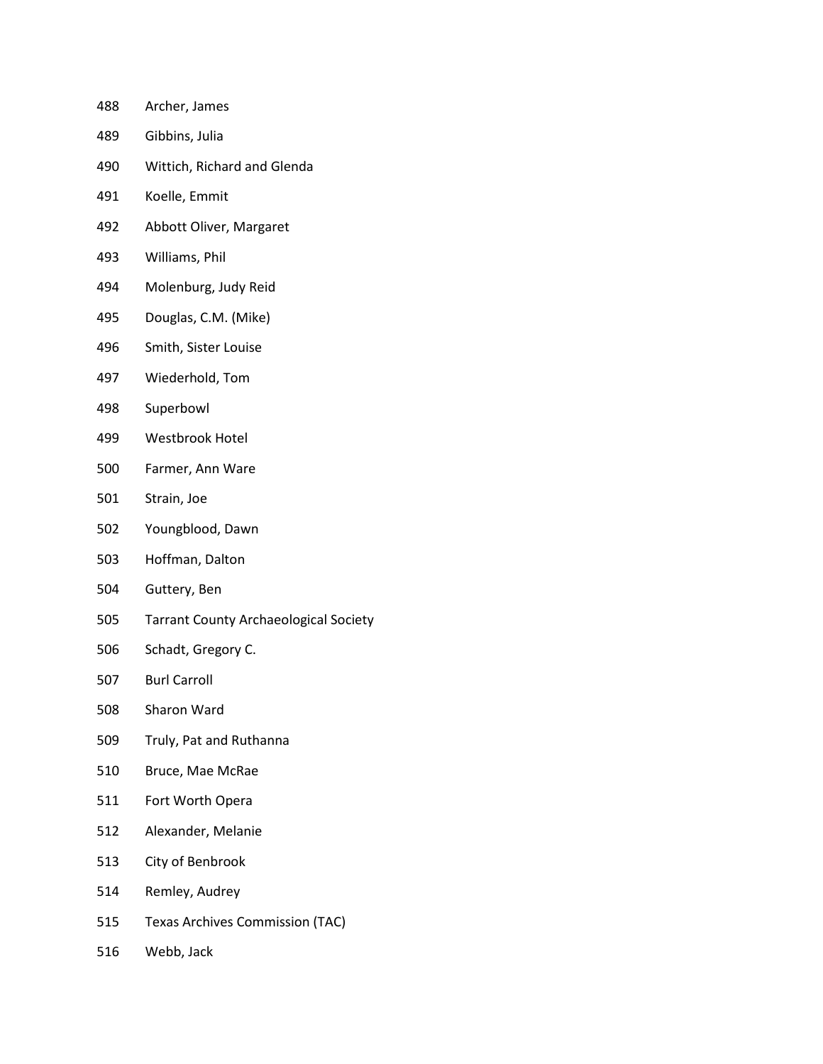488 Archer, James

489 Gibbins, Julia

490 Wittich, Richard and Glenda

491 Koelle, Emmit

492 Abbott Oliver, Margaret

493 Williams, Phil

494 Molenburg, Judy Reid

495 Douglas, C.M. (Mike)

496 Smith, Sister Louise

497 Wiederhold, Tom

498 Superbowl

499 Westbrook Hotel

500 Farmer, Ann Ware

501 Strain, Joe

502 Youngblood, Dawn

503 Hoffman, Dalton

504 Guttery, Ben

505 Tarrant County Archaeological Society

506 Schadt, Gregory C.

507 Burl Carroll

508 Sharon Ward

509 Truly, Pat and Ruthanna

510 Bruce, Mae McRae

511 Fort Worth Opera

512 Alexander, Melanie

513 City of Benbrook

514 Remley, Audrey

515 Texas Archives Commission (TAC)

516 Webb, Jack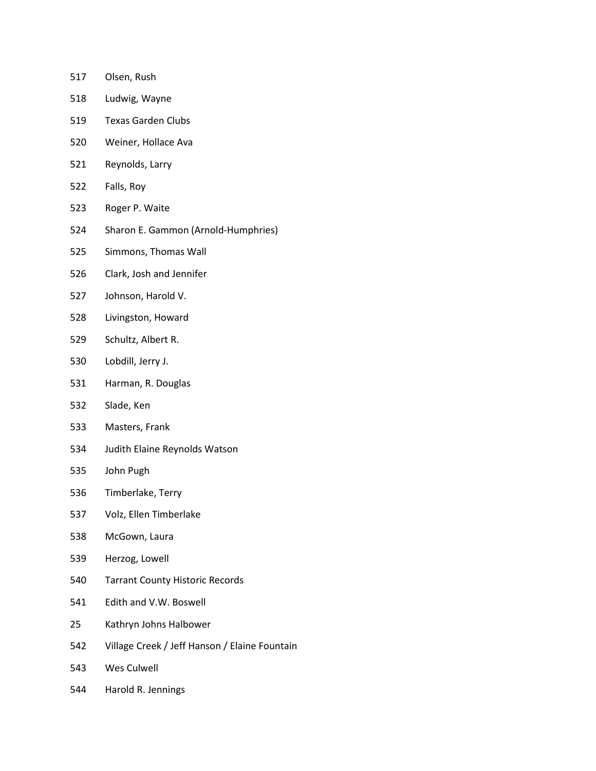517 Olsen, Rush

518 Ludwig, Wayne

519 Texas Garden Clubs

520 Weiner, Hollace Ava

521 Reynolds, Larry

522 Falls, Roy

523 Roger P. Waite

524 Sharon E. Gammon (Arnold-Humphries)

525 Simmons, Thomas Wall

526 Clark, Josh and Jennifer

527 Johnson, Harold V.

528 Livingston, Howard

529 Schultz, Albert R.

530 Lobdill, Jerry J.

531 Harman, R. Douglas

532 Slade, Ken

533 Masters, Frank

534 Judith Elaine Reynolds Watson

535 John Pugh

536 Timberlake, Terry

537 Volz, Ellen Timberlake

538 McGown, Laura

539 Herzog, Lowell

540 Tarrant County Historic Records

541 Edith and V.W. Boswell

25 Kathryn Johns Halbower

542 Village Creek / Jeff Hanson / Elaine Fountain

543 Wes Culwell

544 Harold R. Jennings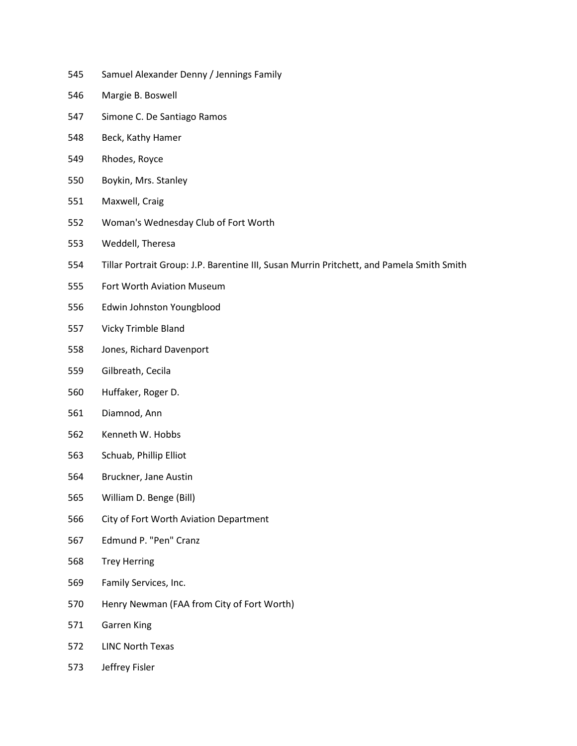545 Samuel Alexander Denny / Jennings Family

546 Margie B. Boswell

547 Simone C. De Santiago Ramos

548 Beck, Kathy Hamer

549 Rhodes, Royce

550 Boykin, Mrs. Stanley

551 Maxwell, Craig

552 Woman's Wednesday Club of Fort Worth

553 Weddell, Theresa

554 Tillar Portrait Group: J.P. Barentine III, Susan Murrin Pritchett, and Pamela Smith Smith

555 Fort Worth Aviation Museum

556 Edwin Johnston Youngblood

557 Vicky Trimble Bland

558 Jones, Richard Davenport

559 Gilbreath, Cecila

560 Huffaker, Roger D.

561 Diamnod, Ann

562 Kenneth W. Hobbs

563 Schuab, Phillip Elliot

564 Bruckner, Jane Austin

565 William D. Benge (Bill)

566 City of Fort Worth Aviation Department

567 Edmund P. "Pen" Cranz

568 Trey Herring

569 Family Services, Inc.

570 Henry Newman (FAA from City of Fort Worth)

571 Garren King

572 LINC North Texas

573 Jeffrey Fisler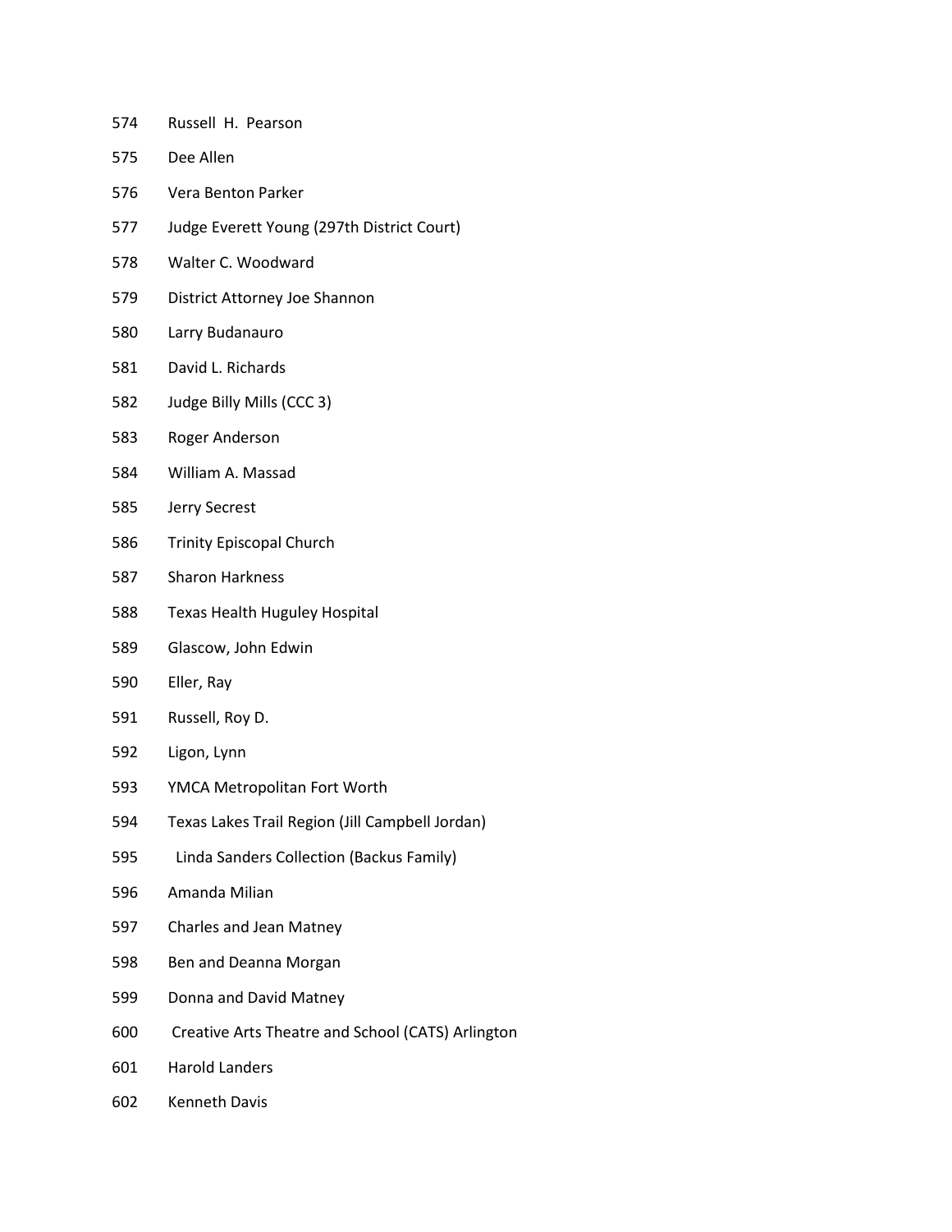574 Russell H. Pearson

575 Dee Allen

576 Vera Benton Parker

577 Judge Everett Young (297th District Court)

578 Walter C. Woodward

579 District Attorney Joe Shannon

580 Larry Budanauro

581 David L. Richards

582 Judge Billy Mills (CCC 3)

583 Roger Anderson

584 William A. Massad

585 Jerry Secrest

586 Trinity Episcopal Church

587 Sharon Harkness

588 Texas Health Huguley Hospital

589 Glascow, John Edwin

590 Eller, Ray

591 Russell, Roy D.

592 Ligon, Lynn

593 YMCA Metropolitan Fort Worth

594 Texas Lakes Trail Region (Jill Campbell Jordan)

595 Linda Sanders Collection (Backus Family)

596 Amanda Milian

597 Charles and Jean Matney

598 Ben and Deanna Morgan

599 Donna and David Matney

600 Creative Arts Theatre and School (CATS) Arlington

601 Harold Landers

602 Kenneth Davis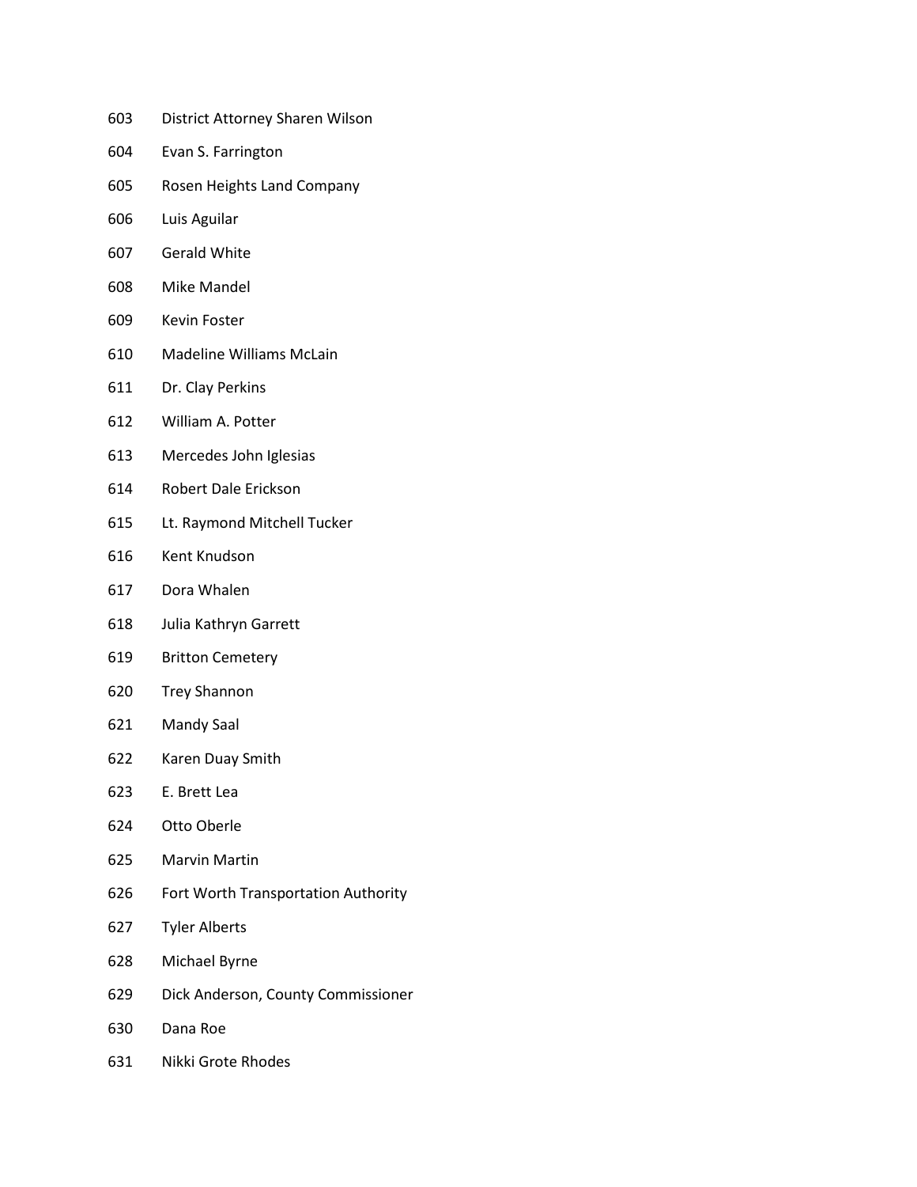603 District Attorney Sharen Wilson

604 Evan S. Farrington

605 Rosen Heights Land Company

606 Luis Aguilar

607 Gerald White

608 Mike Mandel

609 Kevin Foster

610 Madeline Williams McLain

611 Dr. Clay Perkins

612 William A. Potter

613 Mercedes John Iglesias

614 Robert Dale Erickson

615 Lt. Raymond Mitchell Tucker

616 Kent Knudson

617 Dora Whalen

618 Julia Kathryn Garrett

619 Britton Cemetery

620 Trey Shannon

621 Mandy Saal

622 Karen Duay Smith

623 E. Brett Lea

624 Otto Oberle

625 Marvin Martin

626 Fort Worth Transportation Authority

627 Tyler Alberts

628 Michael Byrne

629 Dick Anderson, County Commissioner

630 Dana Roe

631 Nikki Grote Rhodes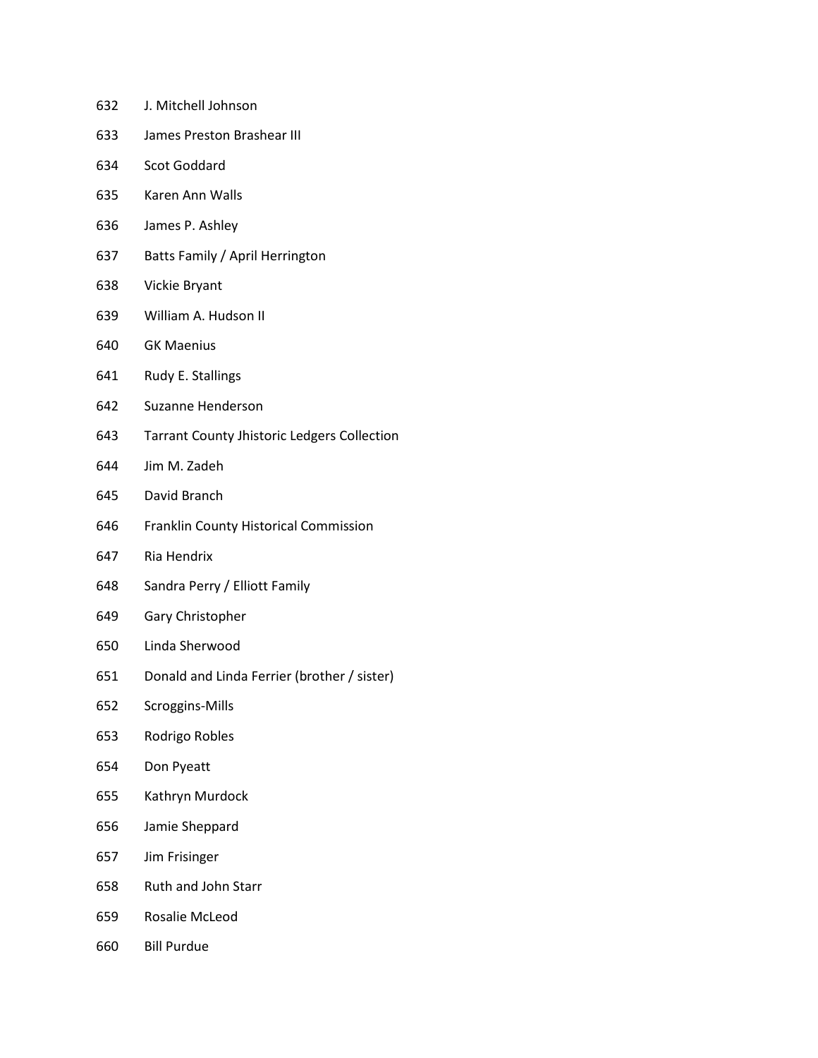632 J. Mitchell Johnson

633 James Preston Brashear III

634 Scot Goddard

635 Karen Ann Walls

636 James P. Ashley

637 Batts Family / April Herrington

638 Vickie Bryant

639 William A. Hudson II

640 GK Maenius

641 Rudy E. Stallings

642 Suzanne Henderson

643 Tarrant County Jhistoric Ledgers Collection

644 Jim M. Zadeh

645 David Branch

646 Franklin County Historical Commission

647 Ria Hendrix

648 Sandra Perry / Elliott Family

649 Gary Christopher

650 Linda Sherwood

651 Donald and Linda Ferrier (brother / sister)

652 Scroggins-Mills

653 Rodrigo Robles

654 Don Pyeatt

655 Kathryn Murdock

656 Jamie Sheppard

657 Jim Frisinger

658 Ruth and John Starr

659 Rosalie McLeod

660 Bill Purdue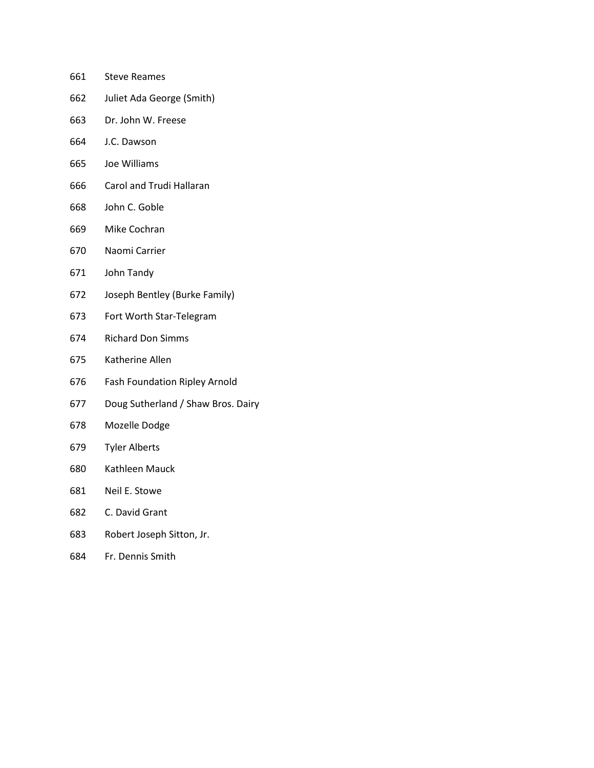661 Steve Reames

662 Juliet Ada George (Smith)

663 Dr. John W. Freese

664 J.C. Dawson

665 Joe Williams

666 Carol and Trudi Hallaran

668 John C. Goble

669 Mike Cochran

670 Naomi Carrier

671 John Tandy

672 Joseph Bentley (Burke Family)

673 Fort Worth Star-Telegram

674 Richard Don Simms

675 Katherine Allen

676 Fash Foundation Ripley Arnold

677 Doug Sutherland / Shaw Bros. Dairy

678 Mozelle Dodge

679 Tyler Alberts

680 Kathleen Mauck

681 Neil E. Stowe

682 C. David Grant

683 Robert Joseph Sitton, Jr.

684 Fr. Dennis Smith